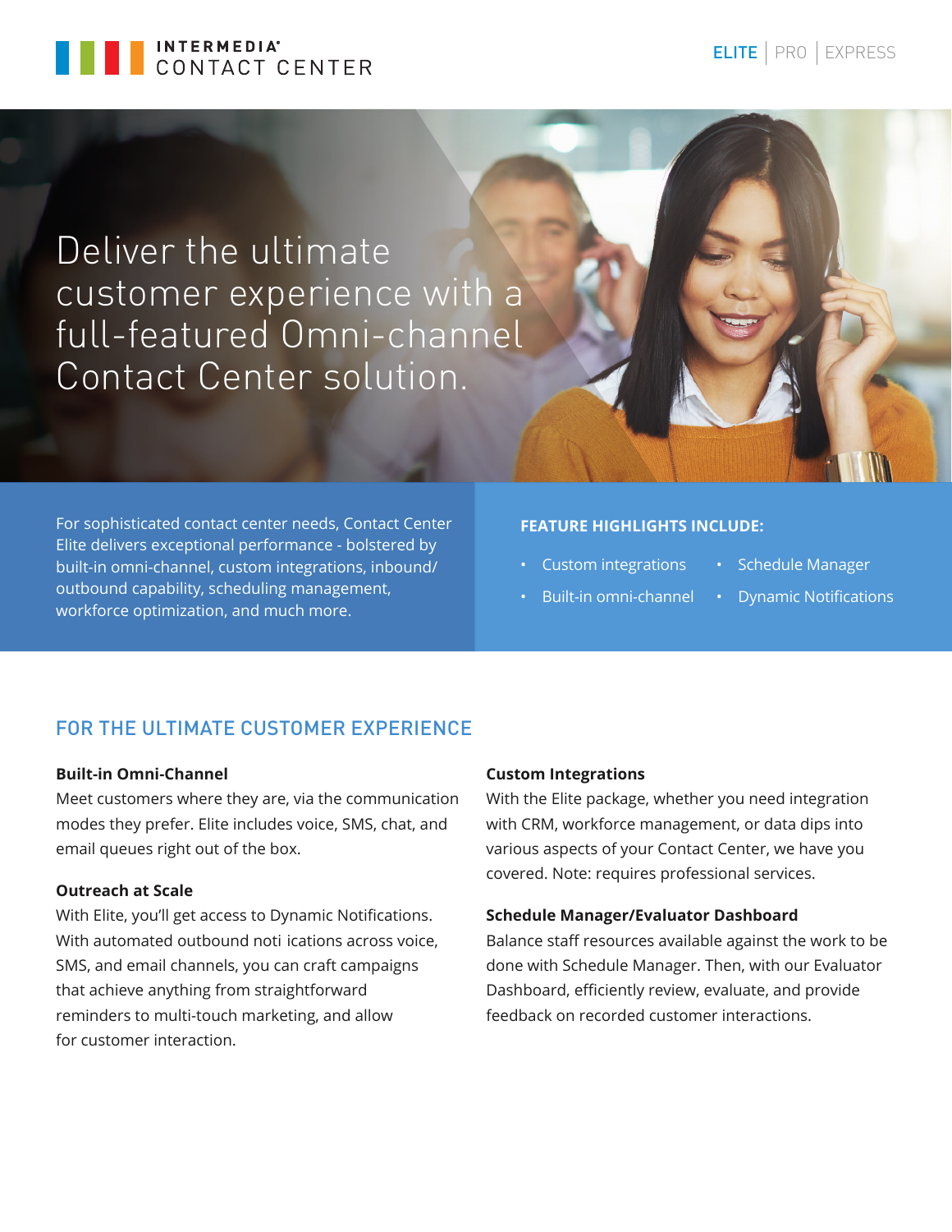INTERMEDIA® CONTACT CENTER

ELITE | PRO | EXPRESS

# Deliver the ultimate customer experience with a full-featured Omni-channel Contact Center solution.

For sophisticated contact center needs, Contact Center Elite delivers exceptional performance - bolstered by built-in omni-channel, custom integrations, inbound/outbound capability, scheduling management, workforce optimization, and much more.

**FEATURE HIGHLIGHTS INCLUDE:**

- Custom integrations
- Built-in omni-channel
- Schedule Manager
- Dynamic Notifications

## FOR THE ULTIMATE CUSTOMER EXPERIENCE

**Built-in Omni-Channel**

Meet customers where they are, via the communication modes they prefer. Elite includes voice, SMS, chat, and email queues right out of the box.

**Outreach at Scale**

With Elite, you'll get access to Dynamic Notifications. With automated outbound noti ications across voice, SMS, and email channels, you can craft campaigns that achieve anything from straightforward reminders to multi-touch marketing, and allow for customer interaction.

**Custom Integrations**

With the Elite package, whether you need integration with CRM, workforce management, or data dips into various aspects of your Contact Center, we have you covered. Note: requires professional services.

**Schedule Manager/Evaluator Dashboard**

Balance staff resources available against the work to be done with Schedule Manager. Then, with our Evaluator Dashboard, efficiently review, evaluate, and provide feedback on recorded customer interactions.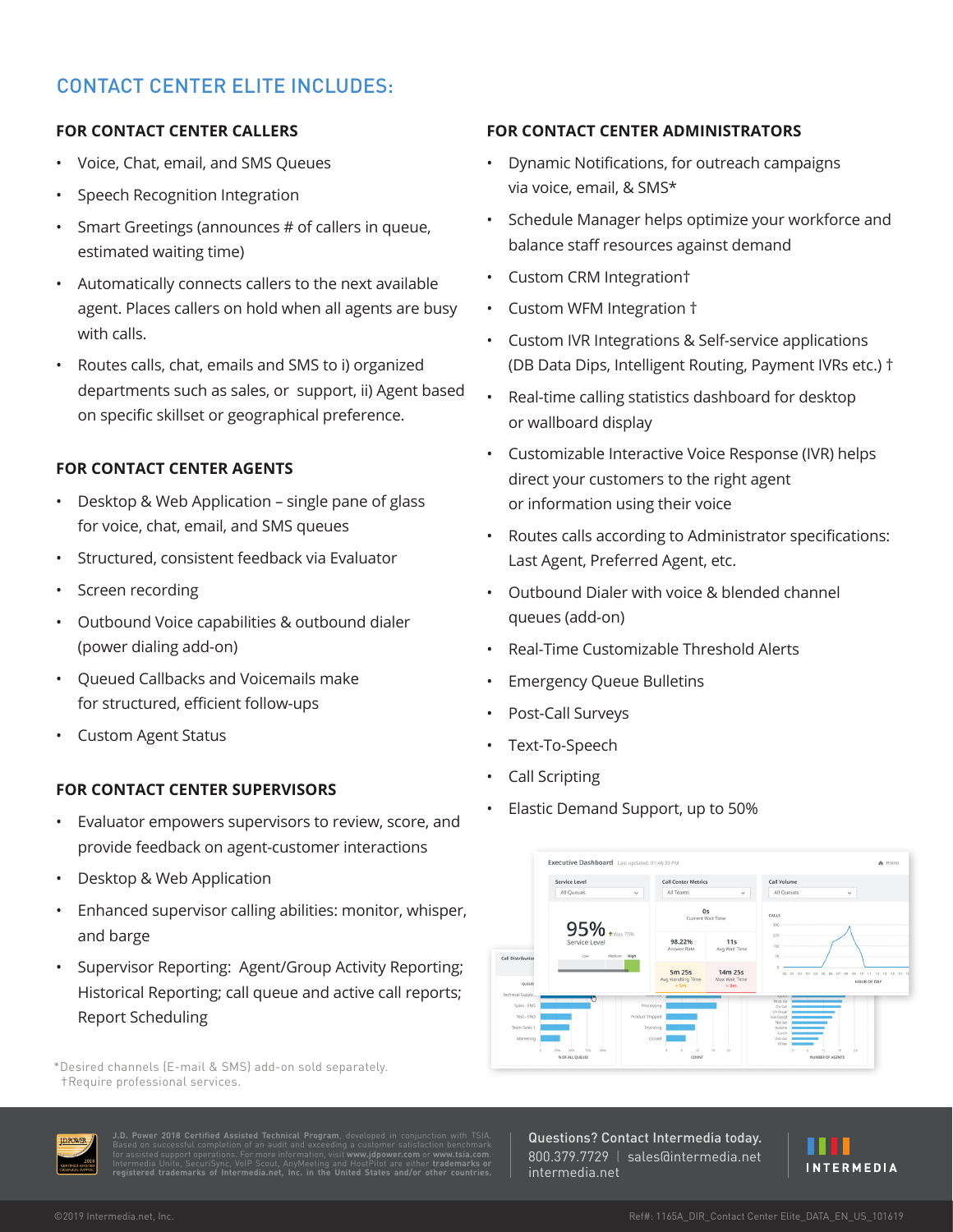# CONTACT CENTER ELITE INCLUDES:

## FOR CONTACT CENTER CALLERS

- Voice, Chat, email, and SMS Queues
- Speech Recognition Integration
- Smart Greetings (announces # of callers in queue, estimated waiting time)
- Automatically connects callers to the next available agent. Places callers on hold when all agents are busy with calls.
- Routes calls, chat, emails and SMS to i) organized departments such as sales, or support, ii) Agent based on specific skillset or geographical preference.

## FOR CONTACT CENTER AGENTS

- Desktop & Web Application – single pane of glass for voice, chat, email, and SMS queues
- Structured, consistent feedback via Evaluator
- Screen recording
- Outbound Voice capabilities & outbound dialer (power dialing add-on)
- Queued Callbacks and Voicemails make for structured, efficient follow-ups
- Custom Agent Status

## FOR CONTACT CENTER SUPERVISORS

- Evaluator empowers supervisors to review, score, and provide feedback on agent-customer interactions
- Desktop & Web Application
- Enhanced supervisor calling abilities: monitor, whisper, and barge
- Supervisor Reporting: Agent/Group Activity Reporting; Historical Reporting; call queue and active call reports; Report Scheduling

*Desired channels (E-mail & SMS) add-on sold separately.
†Require professional services.

## FOR CONTACT CENTER ADMINISTRATORS

- Dynamic Notifications, for outreach campaigns via voice, email, & SMS*
- Schedule Manager helps optimize your workforce and balance staff resources against demand
- Custom CRM Integration†
- Custom WFM Integration †
- Custom IVR Integrations & Self-service applications (DB Data Dips, Intelligent Routing, Payment IVRs etc.) †
- Real-time calling statistics dashboard for desktop or wallboard display
- Customizable Interactive Voice Response (IVR) helps direct your customers to the right agent or information using their voice
- Routes calls according to Administrator specifications: Last Agent, Preferred Agent, etc.
- Outbound Dialer with voice & blended channel queues (add-on)
- Real-Time Customizable Threshold Alerts
- Emergency Queue Bulletins
- Post-Call Surveys
- Text-To-Speech
- Call Scripting
- Elastic Demand Support, up to 50%

**J.D. Power 2018 Certified Assisted Technical Program**, developed in conjunction with TSIA. Based on successful completion of an audit and exceeding a customer satisfaction benchmark for assisted support operations. For more information, visit **www.jdpower.com** or **www.tsia.com**. Intermedia Unite, SecuriSync, VoIP Scout, AnyMeeting and HostPilot are either **trademarks or registered trademarks of Intermedia.net, Inc. in the United States and/or other countries.**

**Questions? Contact Intermedia today.**
800.379.7729 | sales@intermedia.net
intermedia.net

INTERMEDIA

©2019 Intermedia.net, Inc.

Ref#: 1165A_DIR_Contact Center Elite_DATA_EN_US_101619